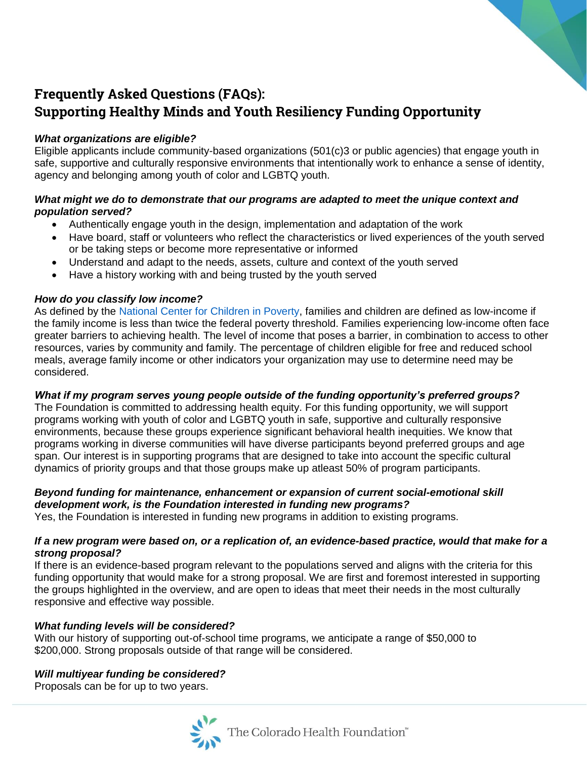# Frequently Asked Questions (FAQs): Supporting Healthy Minds and Youth Resiliency Funding Opportunity

***What organizations are eligible?***

Eligible applicants include community-based organizations (501(c)3 or public agencies) that engage youth in safe, supportive and culturally responsive environments that intentionally work to enhance a sense of identity, agency and belonging among youth of color and LGBTQ youth.

***What might we do to demonstrate that our programs are adapted to meet the unique context and population served?***

- Authentically engage youth in the design, implementation and adaptation of the work
- Have board, staff or volunteers who reflect the characteristics or lived experiences of the youth served or be taking steps or become more representative or informed
- Understand and adapt to the needs, assets, culture and context of the youth served
- Have a history working with and being trusted by the youth served

***How do you classify low income?***

As defined by the National Center for Children in Poverty, families and children are defined as low-income if the family income is less than twice the federal poverty threshold. Families experiencing low-income often face greater barriers to achieving health. The level of income that poses a barrier, in combination to access to other resources, varies by community and family. The percentage of children eligible for free and reduced school meals, average family income or other indicators your organization may use to determine need may be considered.

***What if my program serves young people outside of the funding opportunity's preferred groups?***

The Foundation is committed to addressing health equity. For this funding opportunity, we will support programs working with youth of color and LGBTQ youth in safe, supportive and culturally responsive environments, because these groups experience significant behavioral health inequities. We know that programs working in diverse communities will have diverse participants beyond preferred groups and age span. Our interest is in supporting programs that are designed to take into account the specific cultural dynamics of priority groups and that those groups make up atleast 50% of program participants.

***Beyond funding for maintenance, enhancement or expansion of current social-emotional skill development work, is the Foundation interested in funding new programs?***

Yes, the Foundation is interested in funding new programs in addition to existing programs.

***If a new program were based on, or a replication of, an evidence-based practice, would that make for a strong proposal?***

If there is an evidence-based program relevant to the populations served and aligns with the criteria for this funding opportunity that would make for a strong proposal. We are first and foremost interested in supporting the groups highlighted in the overview, and are open to ideas that meet their needs in the most culturally responsive and effective way possible.

***What funding levels will be considered?***

With our history of supporting out-of-school time programs, we anticipate a range of $50,000 to $200,000. Strong proposals outside of that range will be considered.

***Will multiyear funding be considered?***

Proposals can be for up to two years.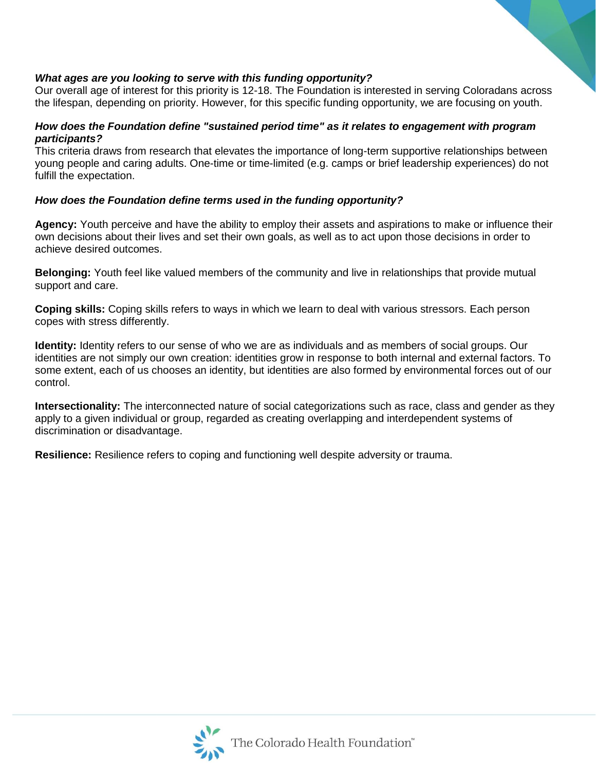***What ages are you looking to serve with this funding opportunity?***
Our overall age of interest for this priority is 12-18. The Foundation is interested in serving Coloradans across the lifespan, depending on priority. However, for this specific funding opportunity, we are focusing on youth.

***How does the Foundation define "sustained period time" as it relates to engagement with program participants?***
This criteria draws from research that elevates the importance of long-term supportive relationships between young people and caring adults. One-time or time-limited (e.g. camps or brief leadership experiences) do not fulfill the expectation.

***How does the Foundation define terms used in the funding opportunity?***

**Agency:** Youth perceive and have the ability to employ their assets and aspirations to make or influence their own decisions about their lives and set their own goals, as well as to act upon those decisions in order to achieve desired outcomes.

**Belonging:** Youth feel like valued members of the community and live in relationships that provide mutual support and care.

**Coping skills:** Coping skills refers to ways in which we learn to deal with various stressors. Each person copes with stress differently.

**Identity:** Identity refers to our sense of who we are as individuals and as members of social groups. Our identities are not simply our own creation: identities grow in response to both internal and external factors. To some extent, each of us chooses an identity, but identities are also formed by environmental forces out of our control.

**Intersectionality:** The interconnected nature of social categorizations such as race, class and gender as they apply to a given individual or group, regarded as creating overlapping and interdependent systems of discrimination or disadvantage.

**Resilience:** Resilience refers to coping and functioning well despite adversity or trauma.